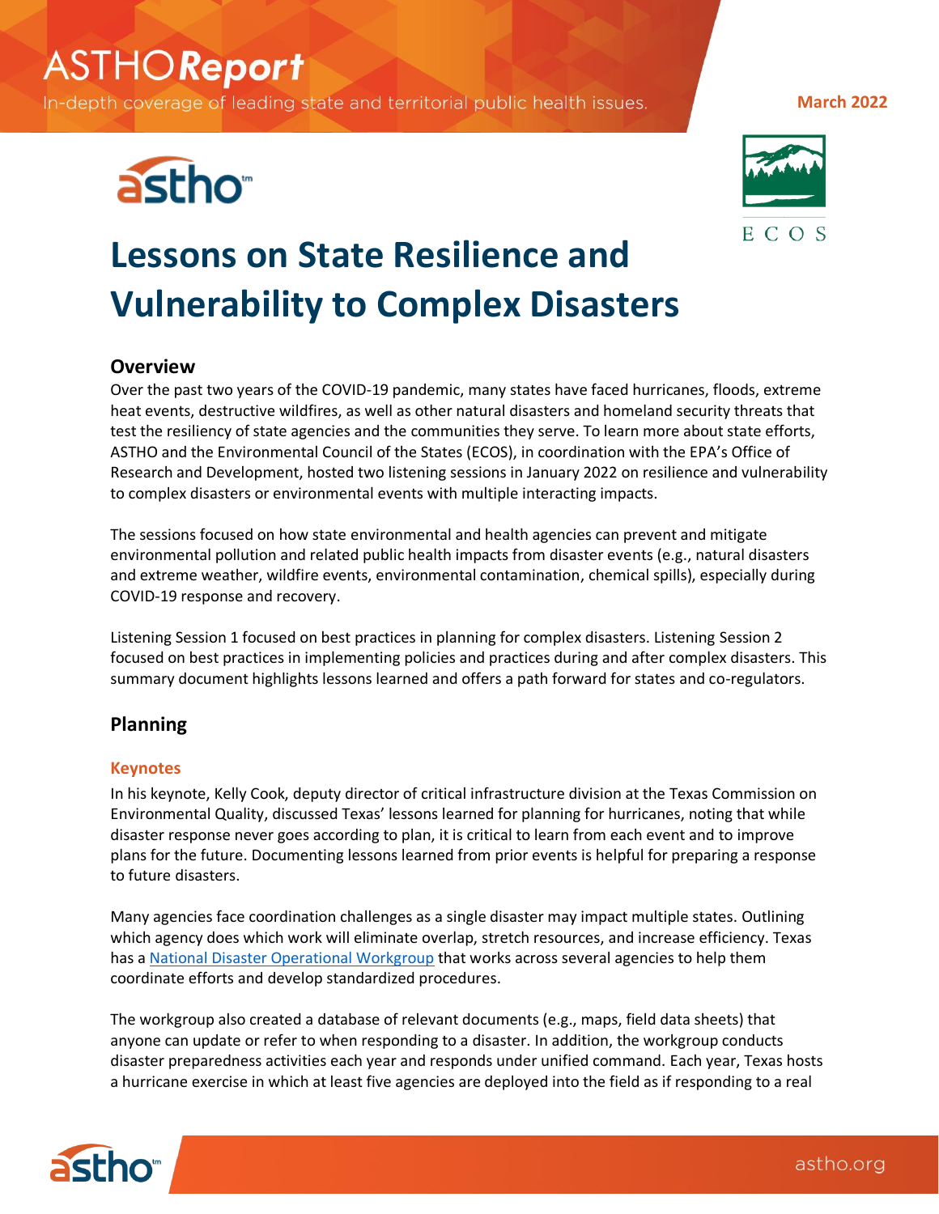ASTHO*Report*

In-depth coverage of leading state and territorial public health issues.

March 2022

# Lessons on State Resilience and Vulnerability to Complex Disasters

## Overview

Over the past two years of the COVID-19 pandemic, many states have faced hurricanes, floods, extreme heat events, destructive wildfires, as well as other natural disasters and homeland security threats that test the resiliency of state agencies and the communities they serve. To learn more about state efforts, ASTHO and the Environmental Council of the States (ECOS), in coordination with the EPA's Office of Research and Development, hosted two listening sessions in January 2022 on resilience and vulnerability to complex disasters or environmental events with multiple interacting impacts.

The sessions focused on how state environmental and health agencies can prevent and mitigate environmental pollution and related public health impacts from disaster events (e.g., natural disasters and extreme weather, wildfire events, environmental contamination, chemical spills), especially during COVID-19 response and recovery.

Listening Session 1 focused on best practices in planning for complex disasters. Listening Session 2 focused on best practices in implementing policies and practices during and after complex disasters. This summary document highlights lessons learned and offers a path forward for states and co-regulators.

## Planning

### Keynotes

In his keynote, Kelly Cook, deputy director of critical infrastructure division at the Texas Commission on Environmental Quality, discussed Texas' lessons learned for planning for hurricanes, noting that while disaster response never goes according to plan, it is critical to learn from each event and to improve plans for the future. Documenting lessons learned from prior events is helpful for preparing a response to future disasters.

Many agencies face coordination challenges as a single disaster may impact multiple states. Outlining which agency does which work will eliminate overlap, stretch resources, and increase efficiency. Texas has a National Disaster Operational Workgroup that works across several agencies to help them coordinate efforts and develop standardized procedures.

The workgroup also created a database of relevant documents (e.g., maps, field data sheets) that anyone can update or refer to when responding to a disaster. In addition, the workgroup conducts disaster preparedness activities each year and responds under unified command. Each year, Texas hosts a hurricane exercise in which at least five agencies are deployed into the field as if responding to a real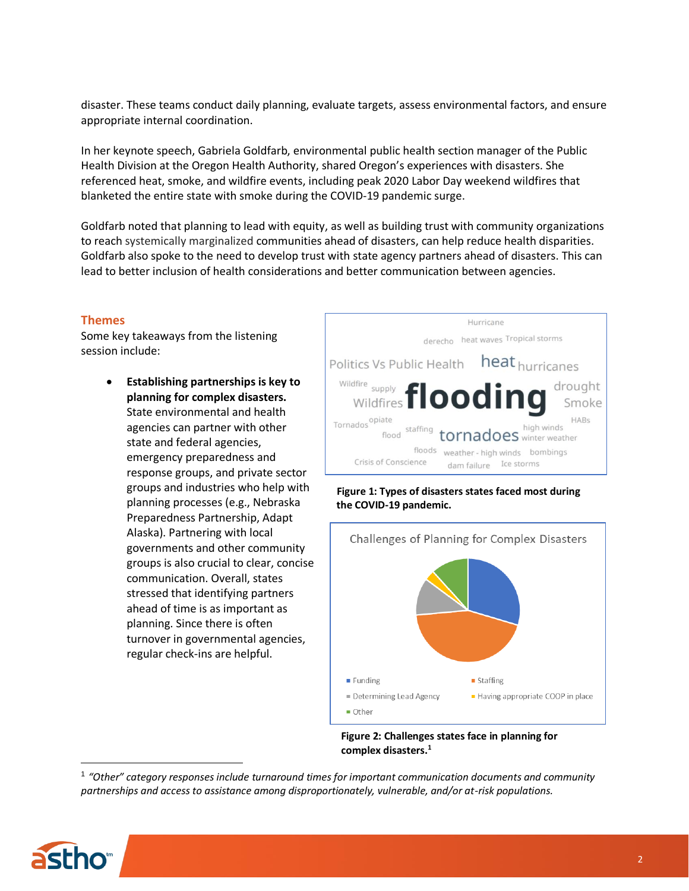disaster. These teams conduct daily planning, evaluate targets, assess environmental factors, and ensure appropriate internal coordination.

In her keynote speech, Gabriela Goldfarb, environmental public health section manager of the Public Health Division at the Oregon Health Authority, shared Oregon's experiences with disasters. She referenced heat, smoke, and wildfire events, including peak 2020 Labor Day weekend wildfires that blanketed the entire state with smoke during the COVID-19 pandemic surge.

Goldfarb noted that planning to lead with equity, as well as building trust with community organizations to reach systemically marginalized communities ahead of disasters, can help reduce health disparities. Goldfarb also spoke to the need to develop trust with state agency partners ahead of disasters. This can lead to better inclusion of health considerations and better communication between agencies.

## Themes

Some key takeaways from the listening session include:

- **Establishing partnerships is key to planning for complex disasters.** State environmental and health agencies can partner with other state and federal agencies, emergency preparedness and response groups, and private sector groups and industries who help with planning processes (e.g., Nebraska Preparedness Partnership, Adapt Alaska). Partnering with local governments and other community groups is also crucial to clear, concise communication. Overall, states stressed that identifying partners ahead of time is as important as planning. Since there is often turnover in governmental agencies, regular check-ins are helpful.

**Figure 1: Types of disasters states faced most during the COVID-19 pandemic.**

**Figure 2: Challenges states face in planning for complex disasters.**[1]

[1] *"Other" category responses include turnaround times for important communication documents and community partnerships and access to assistance among disproportionately, vulnerable, and/or at-risk populations.*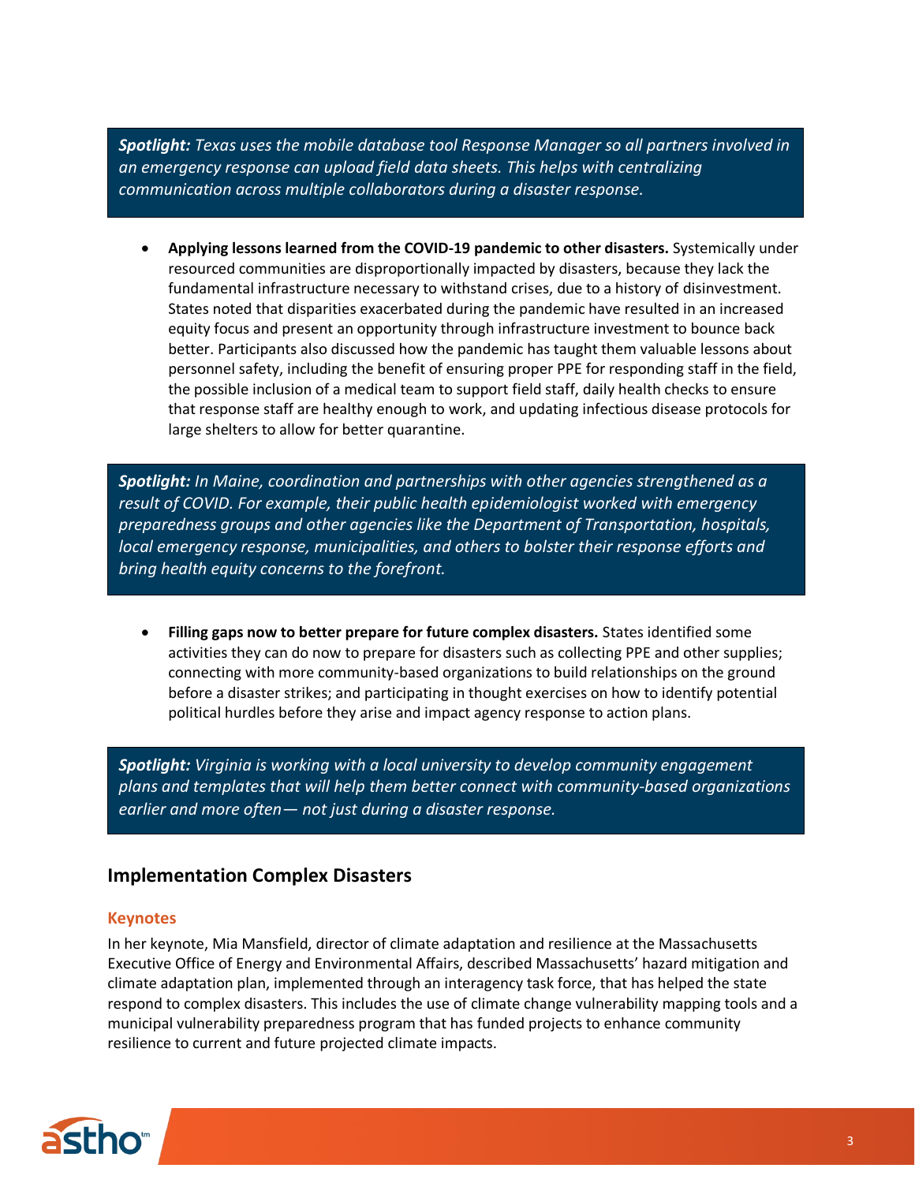***Spotlight:*** *Texas uses the mobile database tool Response Manager so all partners involved in an emergency response can upload field data sheets. This helps with centralizing communication across multiple collaborators during a disaster response.*

- **Applying lessons learned from the COVID-19 pandemic to other disasters.** Systemically under resourced communities are disproportionally impacted by disasters, because they lack the fundamental infrastructure necessary to withstand crises, due to a history of disinvestment. States noted that disparities exacerbated during the pandemic have resulted in an increased equity focus and present an opportunity through infrastructure investment to bounce back better. Participants also discussed how the pandemic has taught them valuable lessons about personnel safety, including the benefit of ensuring proper PPE for responding staff in the field, the possible inclusion of a medical team to support field staff, daily health checks to ensure that response staff are healthy enough to work, and updating infectious disease protocols for large shelters to allow for better quarantine.

***Spotlight:*** *In Maine, coordination and partnerships with other agencies strengthened as a result of COVID. For example, their public health epidemiologist worked with emergency preparedness groups and other agencies like the Department of Transportation, hospitals, local emergency response, municipalities, and others to bolster their response efforts and bring health equity concerns to the forefront.*

- **Filling gaps now to better prepare for future complex disasters.** States identified some activities they can do now to prepare for disasters such as collecting PPE and other supplies; connecting with more community-based organizations to build relationships on the ground before a disaster strikes; and participating in thought exercises on how to identify potential political hurdles before they arise and impact agency response to action plans.

***Spotlight:*** *Virginia is working with a local university to develop community engagement plans and templates that will help them better connect with community-based organizations earlier and more often— not just during a disaster response.*

## Implementation Complex Disasters

### Keynotes

In her keynote, Mia Mansfield, director of climate adaptation and resilience at the Massachusetts Executive Office of Energy and Environmental Affairs, described Massachusetts' hazard mitigation and climate adaptation plan, implemented through an interagency task force, that has helped the state respond to complex disasters. This includes the use of climate change vulnerability mapping tools and a municipal vulnerability preparedness program that has funded projects to enhance community resilience to current and future projected climate impacts.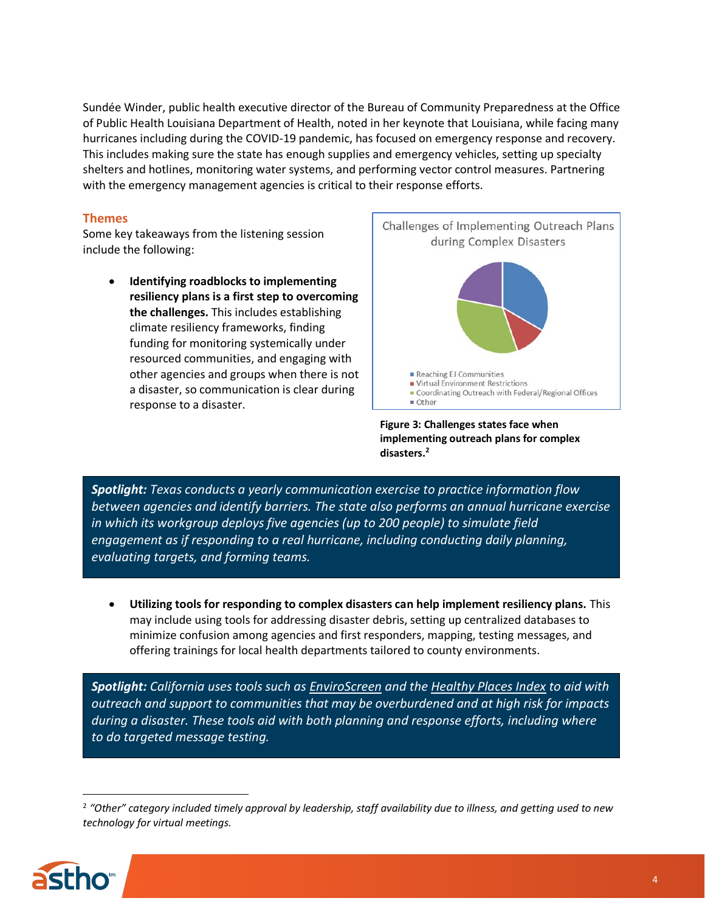Sundée Winder, public health executive director of the Bureau of Community Preparedness at the Office of Public Health Louisiana Department of Health, noted in her keynote that Louisiana, while facing many hurricanes including during the COVID-19 pandemic, has focused on emergency response and recovery. This includes making sure the state has enough supplies and emergency vehicles, setting up specialty shelters and hotlines, monitoring water systems, and performing vector control measures. Partnering with the emergency management agencies is critical to their response efforts.

## Themes

Some key takeaways from the listening session include the following:

- **Identifying roadblocks to implementing resiliency plans is a first step to overcoming the challenges.** This includes establishing climate resiliency frameworks, finding funding for monitoring systemically under resourced communities, and engaging with other agencies and groups when there is not a disaster, so communication is clear during response to a disaster.

Challenges of Implementing Outreach Plans during Complex Disasters

- Reaching EJ Communities
- Virtual Environment Restrictions
- Coordinating Outreach with Federal/Regional Offices
- Other

**Figure 3: Challenges states face when implementing outreach plans for complex disasters.[2]**

> ***Spotlight:*** *Texas conducts a yearly communication exercise to practice information flow between agencies and identify barriers. The state also performs an annual hurricane exercise in which its workgroup deploys five agencies (up to 200 people) to simulate field engagement as if responding to a real hurricane, including conducting daily planning, evaluating targets, and forming teams.*

- **Utilizing tools for responding to complex disasters can help implement resiliency plans.** This may include using tools for addressing disaster debris, setting up centralized databases to minimize confusion among agencies and first responders, mapping, testing messages, and offering trainings for local health departments tailored to county environments.

> ***Spotlight:*** *California uses tools such as EnviroScreen and the Healthy Places Index to aid with outreach and support to communities that may be overburdened and at high risk for impacts during a disaster. These tools aid with both planning and response efforts, including where to do targeted message testing.*

[2] *"Other" category included timely approval by leadership, staff availability due to illness, and getting used to new technology for virtual meetings.*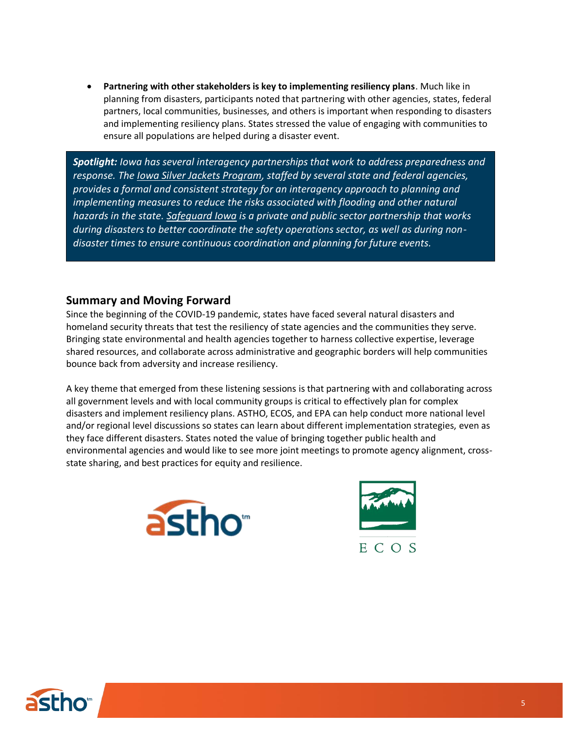- **Partnering with other stakeholders is key to implementing resiliency plans**. Much like in planning from disasters, participants noted that partnering with other agencies, states, federal partners, local communities, businesses, and others is important when responding to disasters and implementing resiliency plans. States stressed the value of engaging with communities to ensure all populations are helped during a disaster event.

***Spotlight:*** *Iowa has several interagency partnerships that work to address preparedness and response. The Iowa Silver Jackets Program, staffed by several state and federal agencies, provides a formal and consistent strategy for an interagency approach to planning and implementing measures to reduce the risks associated with flooding and other natural hazards in the state. Safeguard Iowa is a private and public sector partnership that works during disasters to better coordinate the safety operations sector, as well as during non-disaster times to ensure continuous coordination and planning for future events.*

## Summary and Moving Forward

Since the beginning of the COVID-19 pandemic, states have faced several natural disasters and homeland security threats that test the resiliency of state agencies and the communities they serve. Bringing state environmental and health agencies together to harness collective expertise, leverage shared resources, and collaborate across administrative and geographic borders will help communities bounce back from adversity and increase resiliency.

A key theme that emerged from these listening sessions is that partnering with and collaborating across all government levels and with local community groups is critical to effectively plan for complex disasters and implement resiliency plans. ASTHO, ECOS, and EPA can help conduct more national level and/or regional level discussions so states can learn about different implementation strategies, even as they face different disasters. States noted the value of bringing together public health and environmental agencies and would like to see more joint meetings to promote agency alignment, cross-state sharing, and best practices for equity and resilience.